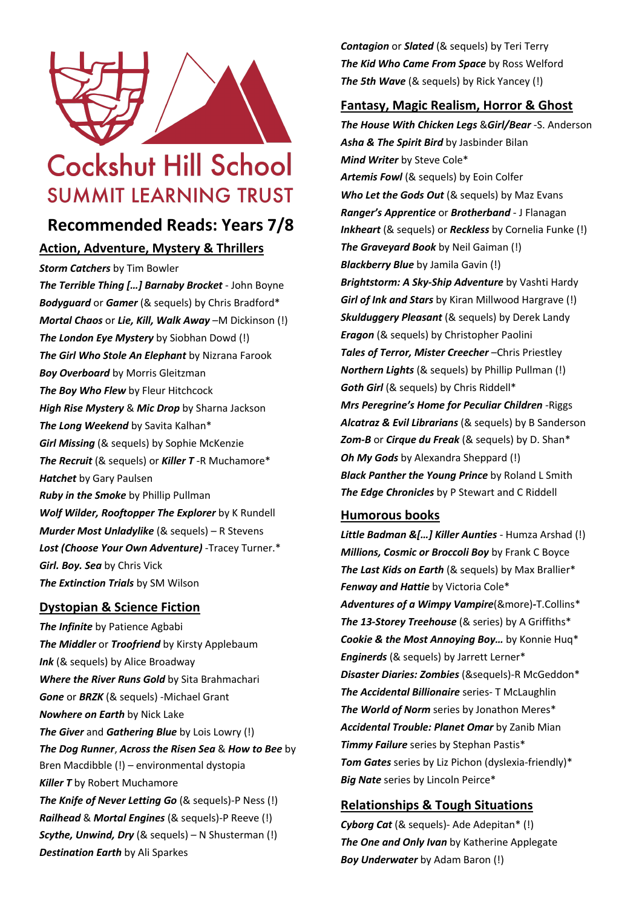# Cockshut Hill School
## SUMMIT LEARNING TRUST

# Recommended Reads: Years 7/8

## Action, Adventure, Mystery & Thrillers

***Storm Catchers*** by Tim Bowler
***The Terrible Thing […] Barnaby Brocket*** - John Boyne
***Bodyguard*** or ***Gamer*** (& sequels) by Chris Bradford*
***Mortal Chaos*** or ***Lie, Kill, Walk Away*** –M Dickinson (!)
***The London Eye Mystery*** by Siobhan Dowd (!)
***The Girl Who Stole An Elephant*** by Nizrana Farook
***Boy Overboard*** by Morris Gleitzman
***The Boy Who Flew*** by Fleur Hitchcock
***High Rise Mystery*** & ***Mic Drop*** by Sharna Jackson
***The Long Weekend*** by Savita Kalhan*
***Girl Missing*** (& sequels) by Sophie McKenzie
***The Recruit*** (& sequels) or ***Killer T*** -R Muchamore*
***Hatchet*** by Gary Paulsen
***Ruby in the Smoke*** by Phillip Pullman
***Wolf Wilder, Rooftopper The Explorer*** by K Rundell
***Murder Most Unladylike*** (& sequels) – R Stevens
***Lost (Choose Your Own Adventure)*** -Tracey Turner.*
***Girl. Boy. Sea*** by Chris Vick
***The Extinction Trials*** by SM Wilson

## Dystopian & Science Fiction

***The Infinite*** by Patience Agbabi
***The Middler*** or ***Troofriend*** by Kirsty Applebaum
***Ink*** (& sequels) by Alice Broadway
***Where the River Runs Gold*** by Sita Brahmachari
***Gone*** or ***BRZK*** (& sequels) -Michael Grant
***Nowhere on Earth*** by Nick Lake
***The Giver*** and ***Gathering Blue*** by Lois Lowry (!)
***The Dog Runner***, ***Across the Risen Sea*** & ***How to Bee*** by Bren Macdibble (!) – environmental dystopia
***Killer T*** by Robert Muchamore
***The Knife of Never Letting Go*** (& sequels)-P Ness (!)
***Railhead*** & ***Mortal Engines*** (& sequels)-P Reeve (!)
***Scythe, Unwind, Dry*** (& sequels) – N Shusterman (!)
***Destination Earth*** by Ali Sparkes
***Contagion*** or ***Slated*** (& sequels) by Teri Terry
***The Kid Who Came From Space*** by Ross Welford
***The 5th Wave*** (& sequels) by Rick Yancey (!)

## Fantasy, Magic Realism, Horror & Ghost

***The House With Chicken Legs*** &***Girl/Bear*** -S. Anderson
***Asha & The Spirit Bird*** by Jasbinder Bilan
***Mind Writer*** by Steve Cole*
***Artemis Fowl*** (& sequels) by Eoin Colfer
***Who Let the Gods Out*** (& sequels) by Maz Evans
***Ranger's Apprentice*** or ***Brotherband*** - J Flanagan
***Inkheart*** (& sequels) or ***Reckless*** by Cornelia Funke (!)
***The Graveyard Book*** by Neil Gaiman (!)
***Blackberry Blue*** by Jamila Gavin (!)
***Brightstorm: A Sky-Ship Adventure*** by Vashti Hardy
***Girl of Ink and Stars*** by Kiran Millwood Hargrave (!)
***Skulduggery Pleasant*** (& sequels) by Derek Landy
***Eragon*** (& sequels) by Christopher Paolini
***Tales of Terror, Mister Creecher*** –Chris Priestley
***Northern Lights*** (& sequels) by Phillip Pullman (!)
***Goth Girl*** (& sequels) by Chris Riddell*
***Mrs Peregrine's Home for Peculiar Children*** -Riggs
***Alcatraz & Evil Librarians*** (& sequels) by B Sanderson
***Zom-B*** or ***Cirque du Freak*** (& sequels) by D. Shan*
***Oh My Gods*** by Alexandra Sheppard (!)
***Black Panther the Young Prince*** by Roland L Smith
***The Edge Chronicles*** by P Stewart and C Riddell

## Humorous books

***Little Badman &[…] Killer Aunties*** - Humza Arshad (!)
***Millions, Cosmic or Broccoli Boy*** by Frank C Boyce
***The Last Kids on Earth*** (& sequels) by Max Brallier*
***Fenway and Hattie*** by Victoria Cole*
***Adventures of a Wimpy Vampire***(&more)-T.Collins*
***The 13-Storey Treehouse*** (& series) by A Griffiths*
***Cookie & the Most Annoying Boy…*** by Konnie Huq*
***Enginerds*** (& sequels) by Jarrett Lerner*
***Disaster Diaries: Zombies*** (&sequels)-R McGeddon*
***The Accidental Billionaire*** series- T McLaughlin
***The World of Norm*** series by Jonathon Meres*
***Accidental Trouble: Planet Omar*** by Zanib Mian
***Timmy Failure*** series by Stephan Pastis*
***Tom Gates*** series by Liz Pichon (dyslexia-friendly)*
***Big Nate*** series by Lincoln Peirce*

## Relationships & Tough Situations

***Cyborg Cat*** (& sequels)- Ade Adepitan* (!)
***The One and Only Ivan*** by Katherine Applegate
***Boy Underwater*** by Adam Baron (!)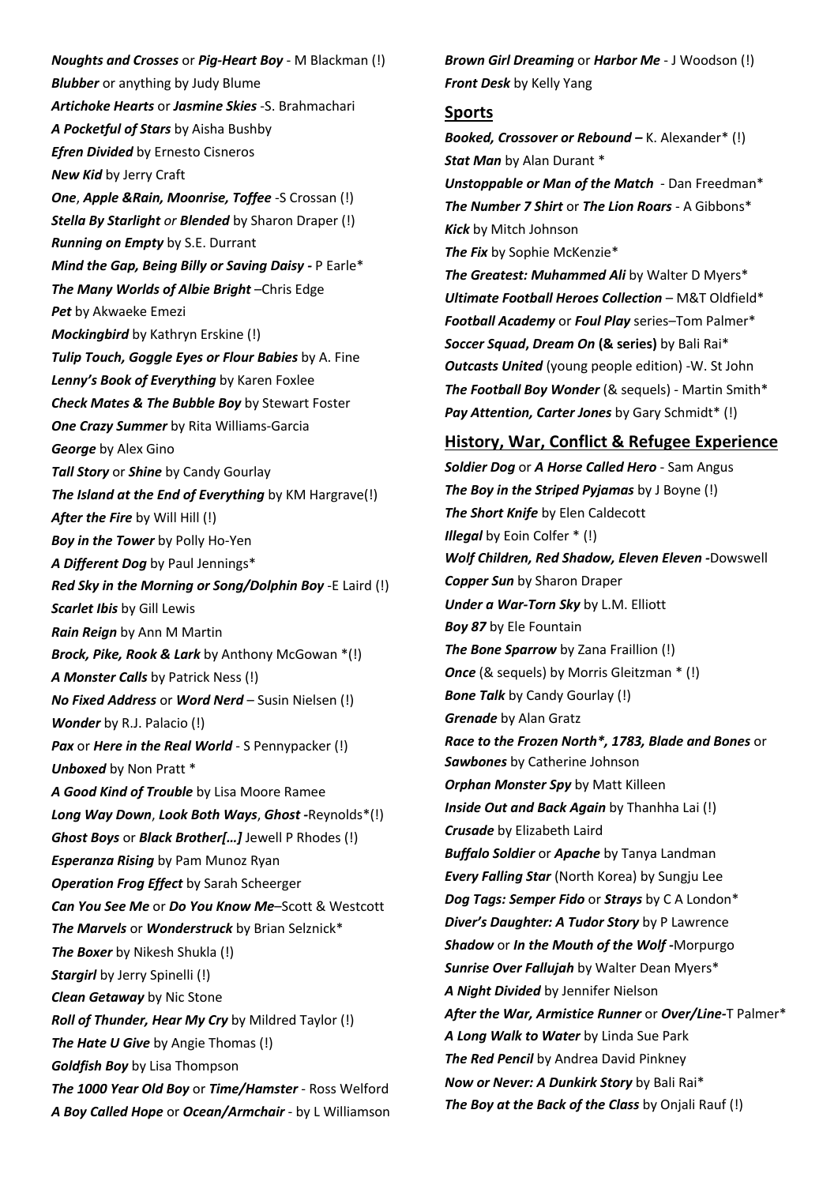***Noughts and Crosses*** or ***Pig-Heart Boy*** - M Blackman (!)
***Blubber*** or anything by Judy Blume
***Artichoke Hearts*** or ***Jasmine Skies*** -S. Brahmachari
***A Pocketful of Stars*** by Aisha Bushby
***Efren Divided*** by Ernesto Cisneros
***New Kid*** by Jerry Craft
***One***, ***Apple &Rain, Moonrise, Toffee*** -S Crossan (!)
***Stella By Starlight*** *or* ***Blended*** by Sharon Draper (!)
***Running on Empty*** by S.E. Durrant
***Mind the Gap, Being Billy or Saving Daisy -*** P Earle*
***The Many Worlds of Albie Bright*** –Chris Edge
***Pet*** by Akwaeke Emezi
***Mockingbird*** by Kathryn Erskine (!)
***Tulip Touch, Goggle Eyes or Flour Babies*** by A. Fine
***Lenny's Book of Everything*** by Karen Foxlee
***Check Mates & The Bubble Boy*** by Stewart Foster
***One Crazy Summer*** by Rita Williams-Garcia
***George*** by Alex Gino
***Tall Story*** or ***Shine*** by Candy Gourlay
***The Island at the End of Everything*** by KM Hargrave(!)
***After the Fire*** by Will Hill (!)
***Boy in the Tower*** by Polly Ho-Yen
***A Different Dog*** by Paul Jennings*
***Red Sky in the Morning or Song/Dolphin Boy*** -E Laird (!)
***Scarlet Ibis*** by Gill Lewis
***Rain Reign*** by Ann M Martin
***Brock, Pike, Rook & Lark*** by Anthony McGowan *(!)
***A Monster Calls*** by Patrick Ness (!)
***No Fixed Address*** or ***Word Nerd*** – Susin Nielsen (!)
***Wonder*** by R.J. Palacio (!)
***Pax*** or ***Here in the Real World*** - S Pennypacker (!)
***Unboxed*** by Non Pratt *
***A Good Kind of Trouble*** by Lisa Moore Ramee
***Long Way Down***, ***Look Both Ways***, ***Ghost -***Reynolds*(!)
***Ghost Boys*** or ***Black Brother[…]*** Jewell P Rhodes (!)
***Esperanza Rising*** by Pam Munoz Ryan
***Operation Frog Effect*** by Sarah Scheerger
***Can You See Me*** or ***Do You Know Me***–Scott & Westcott
***The Marvels*** or ***Wonderstruck*** by Brian Selznick*
***The Boxer*** by Nikesh Shukla (!)
***Stargirl*** by Jerry Spinelli (!)
***Clean Getaway*** by Nic Stone
***Roll of Thunder, Hear My Cry*** by Mildred Taylor (!)
***The Hate U Give*** by Angie Thomas (!)
***Goldfish Boy*** by Lisa Thompson
***The 1000 Year Old Boy*** or ***Time/Hamster*** - Ross Welford
***A Boy Called Hope*** or ***Ocean/Armchair*** - by L Williamson
***Brown Girl Dreaming*** or ***Harbor Me*** - J Woodson (!)
***Front Desk*** by Kelly Yang

## Sports

***Booked, Crossover or Rebound –*** K. Alexander* (!)
***Stat Man*** by Alan Durant *
***Unstoppable or Man of the Match*** - Dan Freedman*
***The Number 7 Shirt*** or ***The Lion Roars*** - A Gibbons*
***Kick*** by Mitch Johnson
***The Fix*** by Sophie McKenzie*
***The Greatest: Muhammed Ali*** by Walter D Myers*
***Ultimate Football Heroes Collection*** – M&T Oldfield*
***Football Academy*** or ***Foul Play*** series–Tom Palmer*
***Soccer Squad***, ***Dream On*** **(& series)** by Bali Rai*
***Outcasts United*** (young people edition) -W. St John
***The Football Boy Wonder*** (& sequels) - Martin Smith*
***Pay Attention, Carter Jones*** by Gary Schmidt* (!)

## History, War, Conflict & Refugee Experience

***Soldier Dog*** or ***A Horse Called Hero*** - Sam Angus
***The Boy in the Striped Pyjamas*** by J Boyne (!)
***The Short Knife*** by Elen Caldecott
***Illegal*** by Eoin Colfer * (!)
***Wolf Children, Red Shadow, Eleven Eleven -***Dowswell
***Copper Sun*** by Sharon Draper
***Under a War-Torn Sky*** by L.M. Elliott
***Boy 87*** by Ele Fountain
***The Bone Sparrow*** by Zana Fraillion (!)
***Once*** (& sequels) by Morris Gleitzman * (!)
***Bone Talk*** by Candy Gourlay (!)
***Grenade*** by Alan Gratz
***Race to the Frozen North*, 1783, Blade and Bones*** or ***Sawbones*** by Catherine Johnson
***Orphan Monster Spy*** by Matt Killeen
***Inside Out and Back Again*** by Thanhha Lai (!)
***Crusade*** by Elizabeth Laird
***Buffalo Soldier*** or ***Apache*** by Tanya Landman
***Every Falling Star*** (North Korea) by Sungju Lee
***Dog Tags: Semper Fido*** or ***Strays*** by C A London*
***Diver's Daughter: A Tudor Story*** by P Lawrence
***Shadow*** or ***In the Mouth of the Wolf -***Morpurgo
***Sunrise Over Fallujah*** by Walter Dean Myers*
***A Night Divided*** by Jennifer Nielson
***After the War, Armistice Runner*** or ***Over/Line-***T Palmer*
***A Long Walk to Water*** by Linda Sue Park
***The Red Pencil*** by Andrea David Pinkney
***Now or Never: A Dunkirk Story*** by Bali Rai*
***The Boy at the Back of the Class*** by Onjali Rauf (!)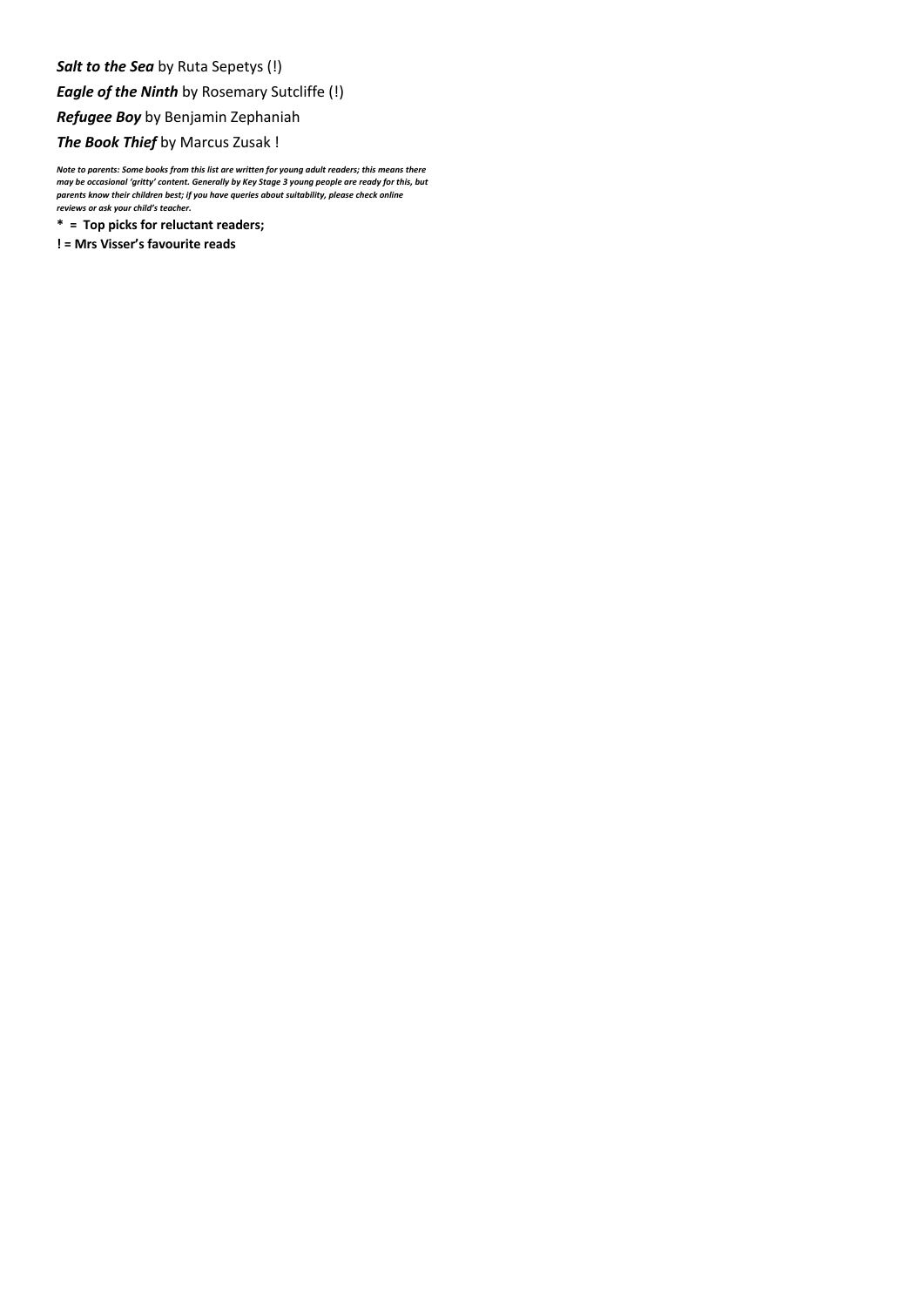***Salt to the Sea*** by Ruta Sepetys (!)

***Eagle of the Ninth*** by Rosemary Sutcliffe (!)

***Refugee Boy*** by Benjamin Zephaniah

***The Book Thief*** by Marcus Zusak !

***Note to parents: Some books from this list are written for young adult readers; this means there may be occasional 'gritty' content. Generally by Key Stage 3 young people are ready for this, but parents know their children best; if you have queries about suitability, please check online reviews or ask your child's teacher.***

**\* = Top picks for reluctant readers;**

**! = Mrs Visser's favourite reads**